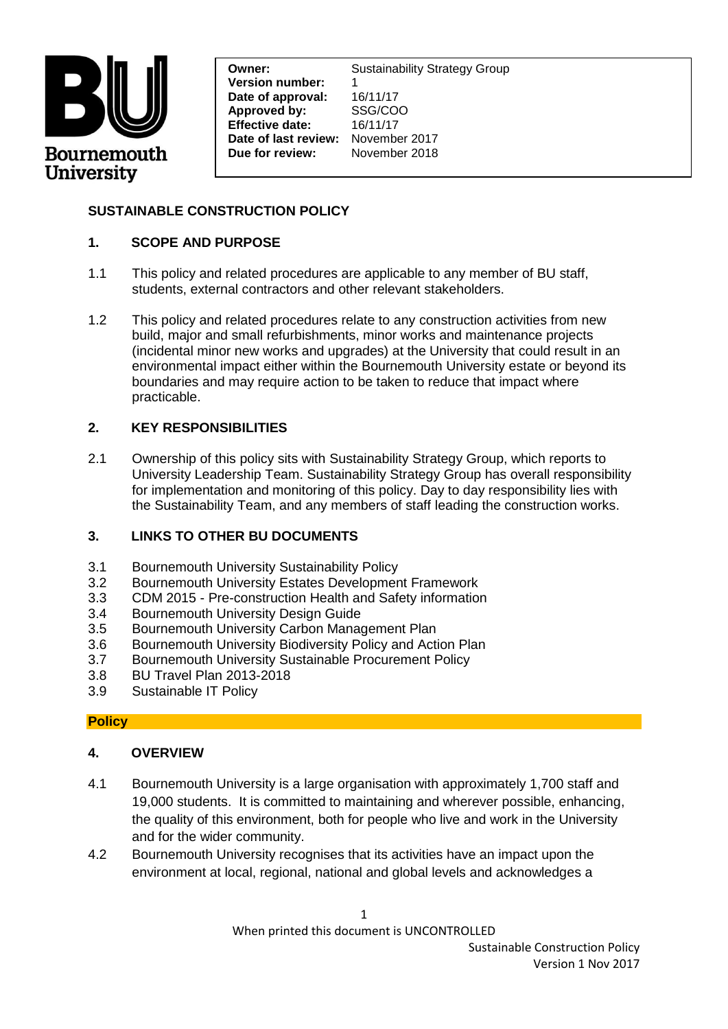| | |
|---|---|
| **Owner:** | Sustainability Strategy Group |
| **Version number:** | 1 |
| **Date of approval:** | 16/11/17 |
| **Approved by:** | SSG/COO |
| **Effective date:** | 16/11/17 |
| **Date of last review:** | November 2017 |
| **Due for review:** | November 2018 |

# SUSTAINABLE CONSTRUCTION POLICY

## 1. SCOPE AND PURPOSE

1.1 This policy and related procedures are applicable to any member of BU staff, students, external contractors and other relevant stakeholders.

1.2 This policy and related procedures relate to any construction activities from new build, major and small refurbishments, minor works and maintenance projects (incidental minor new works and upgrades) at the University that could result in an environmental impact either within the Bournemouth University estate or beyond its boundaries and may require action to be taken to reduce that impact where practicable.

## 2. KEY RESPONSIBILITIES

2.1 Ownership of this policy sits with Sustainability Strategy Group, which reports to University Leadership Team. Sustainability Strategy Group has overall responsibility for implementation and monitoring of this policy. Day to day responsibility lies with the Sustainability Team, and any members of staff leading the construction works.

## 3. LINKS TO OTHER BU DOCUMENTS

3.1 Bournemouth University Sustainability Policy
3.2 Bournemouth University Estates Development Framework
3.3 CDM 2015 - Pre-construction Health and Safety information
3.4 Bournemouth University Design Guide
3.5 Bournemouth University Carbon Management Plan
3.6 Bournemouth University Biodiversity Policy and Action Plan
3.7 Bournemouth University Sustainable Procurement Policy
3.8 BU Travel Plan 2013-2018
3.9 Sustainable IT Policy

**Policy**

## 4. OVERVIEW

4.1 Bournemouth University is a large organisation with approximately 1,700 staff and 19,000 students. It is committed to maintaining and wherever possible, enhancing, the quality of this environment, both for people who live and work in the University and for the wider community.

4.2 Bournemouth University recognises that its activities have an impact upon the environment at local, regional, national and global levels and acknowledges a

When printed this document is UNCONTROLLED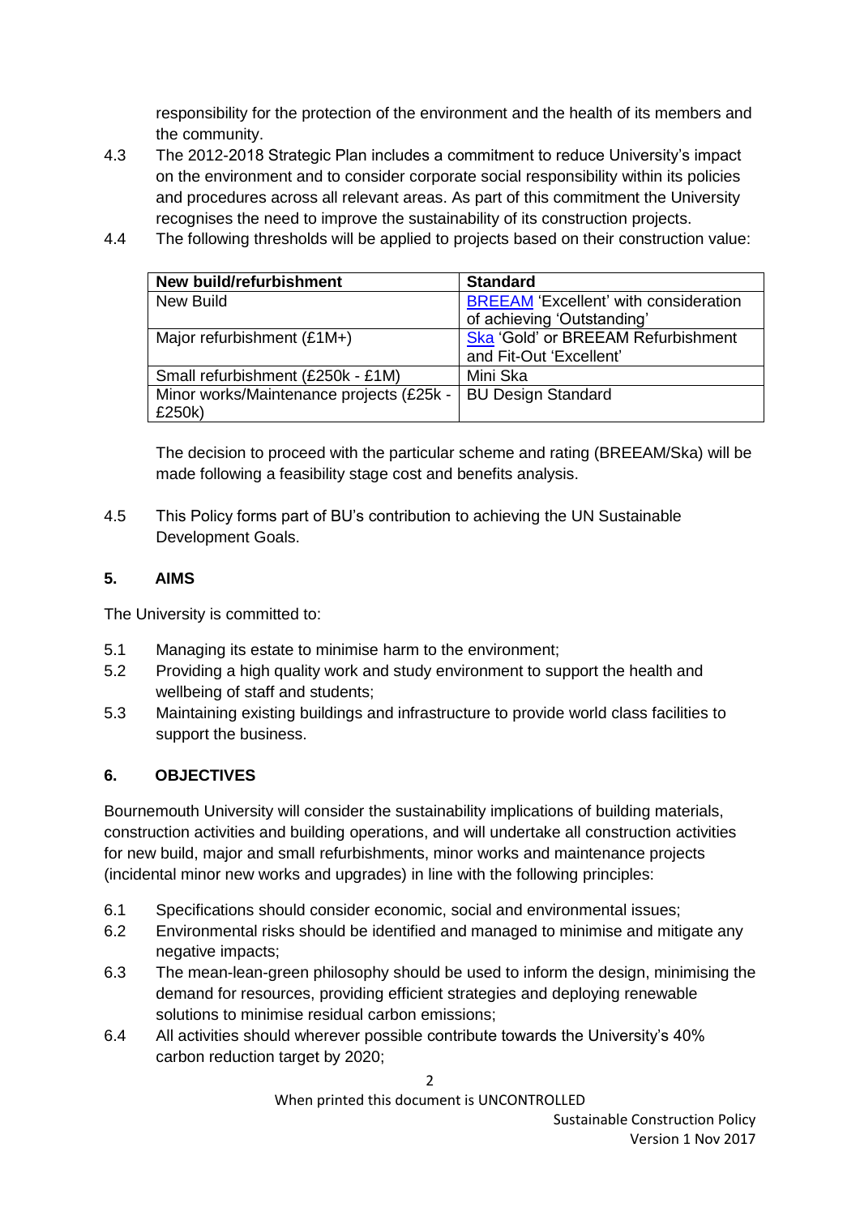responsibility for the protection of the environment and the health of its members and the community.

4.3 The 2012-2018 Strategic Plan includes a commitment to reduce University's impact on the environment and to consider corporate social responsibility within its policies and procedures across all relevant areas. As part of this commitment the University recognises the need to improve the sustainability of its construction projects.

4.4 The following thresholds will be applied to projects based on their construction value:

| New build/refurbishment | Standard |
|---|---|
| New Build | BREEAM 'Excellent' with consideration of achieving 'Outstanding' |
| Major refurbishment (£1M+) | Ska 'Gold' or BREEAM Refurbishment and Fit-Out 'Excellent' |
| Small refurbishment (£250k - £1M) | Mini Ska |
| Minor works/Maintenance projects (£25k - £250k) | BU Design Standard |

The decision to proceed with the particular scheme and rating (BREEAM/Ska) will be made following a feasibility stage cost and benefits analysis.

4.5 This Policy forms part of BU's contribution to achieving the UN Sustainable Development Goals.

## 5. AIMS

The University is committed to:

5.1 Managing its estate to minimise harm to the environment;

5.2 Providing a high quality work and study environment to support the health and wellbeing of staff and students;

5.3 Maintaining existing buildings and infrastructure to provide world class facilities to support the business.

## 6. OBJECTIVES

Bournemouth University will consider the sustainability implications of building materials, construction activities and building operations, and will undertake all construction activities for new build, major and small refurbishments, minor works and maintenance projects (incidental minor new works and upgrades) in line with the following principles:

6.1 Specifications should consider economic, social and environmental issues;

6.2 Environmental risks should be identified and managed to minimise and mitigate any negative impacts;

6.3 The mean-lean-green philosophy should be used to inform the design, minimising the demand for resources, providing efficient strategies and deploying renewable solutions to minimise residual carbon emissions;

6.4 All activities should wherever possible contribute towards the University's 40% carbon reduction target by 2020;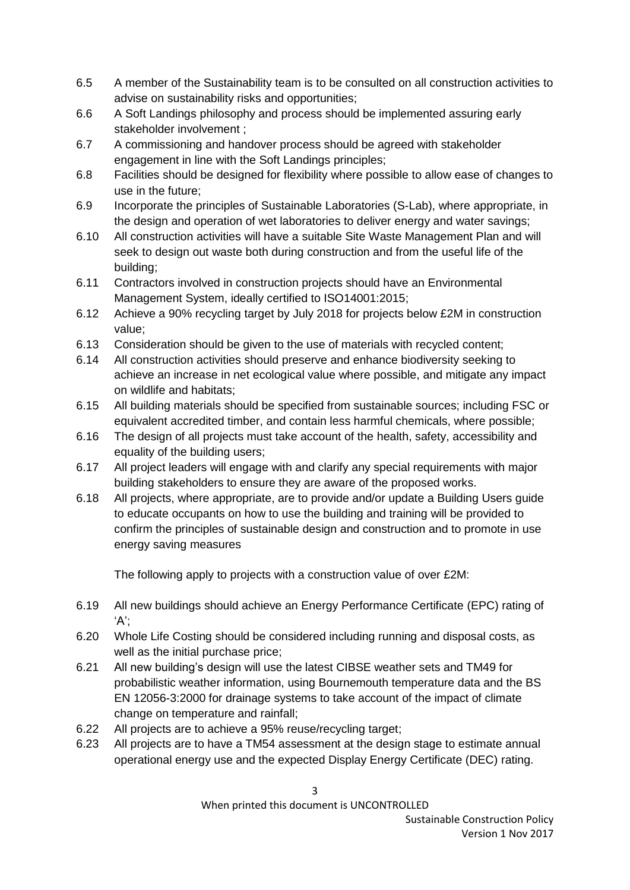6.5 A member of the Sustainability team is to be consulted on all construction activities to advise on sustainability risks and opportunities;

6.6 A Soft Landings philosophy and process should be implemented assuring early stakeholder involvement ;

6.7 A commissioning and handover process should be agreed with stakeholder engagement in line with the Soft Landings principles;

6.8 Facilities should be designed for flexibility where possible to allow ease of changes to use in the future;

6.9 Incorporate the principles of Sustainable Laboratories (S-Lab), where appropriate, in the design and operation of wet laboratories to deliver energy and water savings;

6.10 All construction activities will have a suitable Site Waste Management Plan and will seek to design out waste both during construction and from the useful life of the building;

6.11 Contractors involved in construction projects should have an Environmental Management System, ideally certified to ISO14001:2015;

6.12 Achieve a 90% recycling target by July 2018 for projects below £2M in construction value;

6.13 Consideration should be given to the use of materials with recycled content;

6.14 All construction activities should preserve and enhance biodiversity seeking to achieve an increase in net ecological value where possible, and mitigate any impact on wildlife and habitats;

6.15 All building materials should be specified from sustainable sources; including FSC or equivalent accredited timber, and contain less harmful chemicals, where possible;

6.16 The design of all projects must take account of the health, safety, accessibility and equality of the building users;

6.17 All project leaders will engage with and clarify any special requirements with major building stakeholders to ensure they are aware of the proposed works.

6.18 All projects, where appropriate, are to provide and/or update a Building Users guide to educate occupants on how to use the building and training will be provided to confirm the principles of sustainable design and construction and to promote in use energy saving measures

The following apply to projects with a construction value of over £2M:

6.19 All new buildings should achieve an Energy Performance Certificate (EPC) rating of 'A';

6.20 Whole Life Costing should be considered including running and disposal costs, as well as the initial purchase price;

6.21 All new building's design will use the latest CIBSE weather sets and TM49 for probabilistic weather information, using Bournemouth temperature data and the BS EN 12056-3:2000 for drainage systems to take account of the impact of climate change on temperature and rainfall;

6.22 All projects are to achieve a 95% reuse/recycling target;

6.23 All projects are to have a TM54 assessment at the design stage to estimate annual operational energy use and the expected Display Energy Certificate (DEC) rating.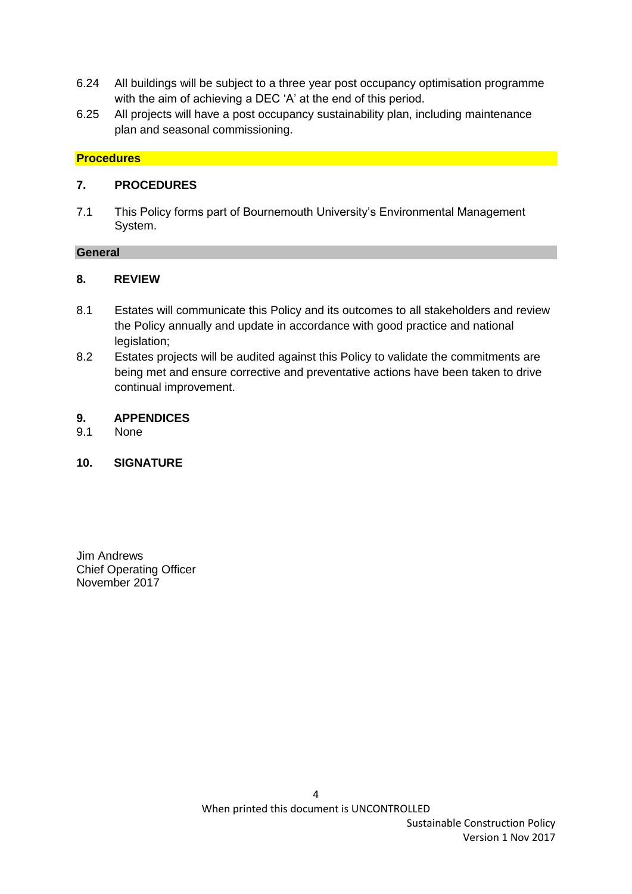6.24 All buildings will be subject to a three year post occupancy optimisation programme with the aim of achieving a DEC 'A' at the end of this period.

6.25 All projects will have a post occupancy sustainability plan, including maintenance plan and seasonal commissioning.

**Procedures**

## 7. PROCEDURES

7.1 This Policy forms part of Bournemouth University's Environmental Management System.

**General**

## 8. REVIEW

8.1 Estates will communicate this Policy and its outcomes to all stakeholders and review the Policy annually and update in accordance with good practice and national legislation;

8.2 Estates projects will be audited against this Policy to validate the commitments are being met and ensure corrective and preventative actions have been taken to drive continual improvement.

## 9. APPENDICES

9.1 None

## 10. SIGNATURE

Jim Andrews
Chief Operating Officer
November 2017